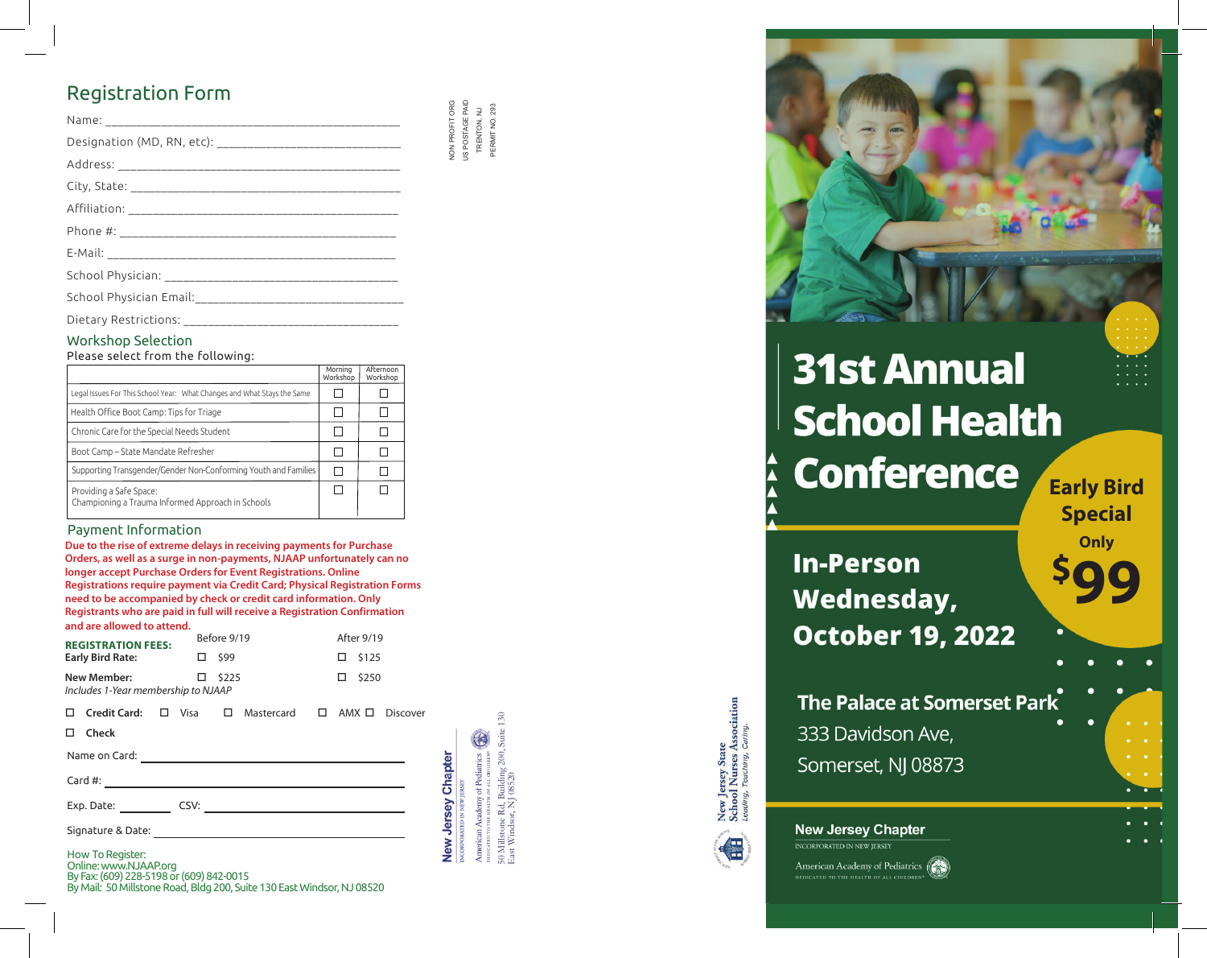## Registration Form

Name: ____________________________________________

Designation (MD, RN, etc): ____________________________

Address: __________________________________________

City, State: ________________________________________

Affiliation: ________________________________________

Phone #: __________________________________________

E-Mail: ___________________________________________

School Physician: ___________________________________

School Physician Email:_______________________________

Dietary Restrictions: _________________________________

### Workshop Selection

Please select from the following:

| | Morning Workshop | Afternoon Workshop |
|---|---|---|
| Legal Issues For This School Year: What Changes and What Stays the Same | ☐ | ☐ |
| Health Office Boot Camp: Tips for Triage | ☐ | ☐ |
| Chronic Care for the Special Needs Student | ☐ | ☐ |
| Boot Camp – State Mandate Refresher | ☐ | ☐ |
| Supporting Transgender/Gender Non-Conforming Youth and Families | ☐ | ☐ |
| Providing a Safe Space: Championing a Trauma Informed Approach in Schools | ☐ | ☐ |

### Payment Information

**Due to the rise of extreme delays in receiving payments for Purchase Orders, as well as a surge in non-payments, NJAAP unfortunately can no longer accept Purchase Orders for Event Registrations. Online Registrations require payment via Credit Card; Physical Registration Forms need to be accompanied by check or credit card information. Only Registrants who are paid in full will receive a Registration Confirmation and are allowed to attend.**

| REGISTRATION FEES: | Before 9/19 | After 9/19 |
|---|---|---|
| **Early Bird Rate:** | ☐ $99 | ☐ $125 |
| **New Member:** | ☐ $225 | ☐ $250 |

*Includes 1-Year membership to NJAAP*

☐ **Credit Card:** ☐ Visa ☐ Mastercard ☐ AMX ☐ Discover

☐ **Check**

Name on Card: ______________________________

Card #: ___________________________________

Exp. Date: ________ CSV: ____________________

Signature & Date: ___________________________

How To Register:
Online: www.NJAAP.org
By Fax: (609) 228-5198 or (609) 842-0015
By Mail: 50 Millstone Road, Bldg 200, Suite 130 East Windsor, NJ 08520

NON PROFIT ORG
US POSTAGE PAID
TRENTON, NJ
PERMIT NO. 293

New Jersey Chapter
INCORPORATED IN NEW JERSEY
American Academy of Pediatrics
DEDICATED TO THE HEALTH OF ALL CHILDREN®
50 Millstone Rd, Building 200, Suite 130
East Windsor, NJ 08520

New Jersey State School Nurses Association
*Leading, Teaching, Caring.*

# 31st Annual School Health Conference

**Early Bird Special**
**Only $99**

## In-Person
## Wednesday, October 19, 2022

**The Palace at Somerset Park**
333 Davidson Ave,
Somerset, NJ 08873

New Jersey Chapter
INCORPORATED IN NEW JERSEY
American Academy of Pediatrics
DEDICATED TO THE HEALTH OF ALL CHILDREN®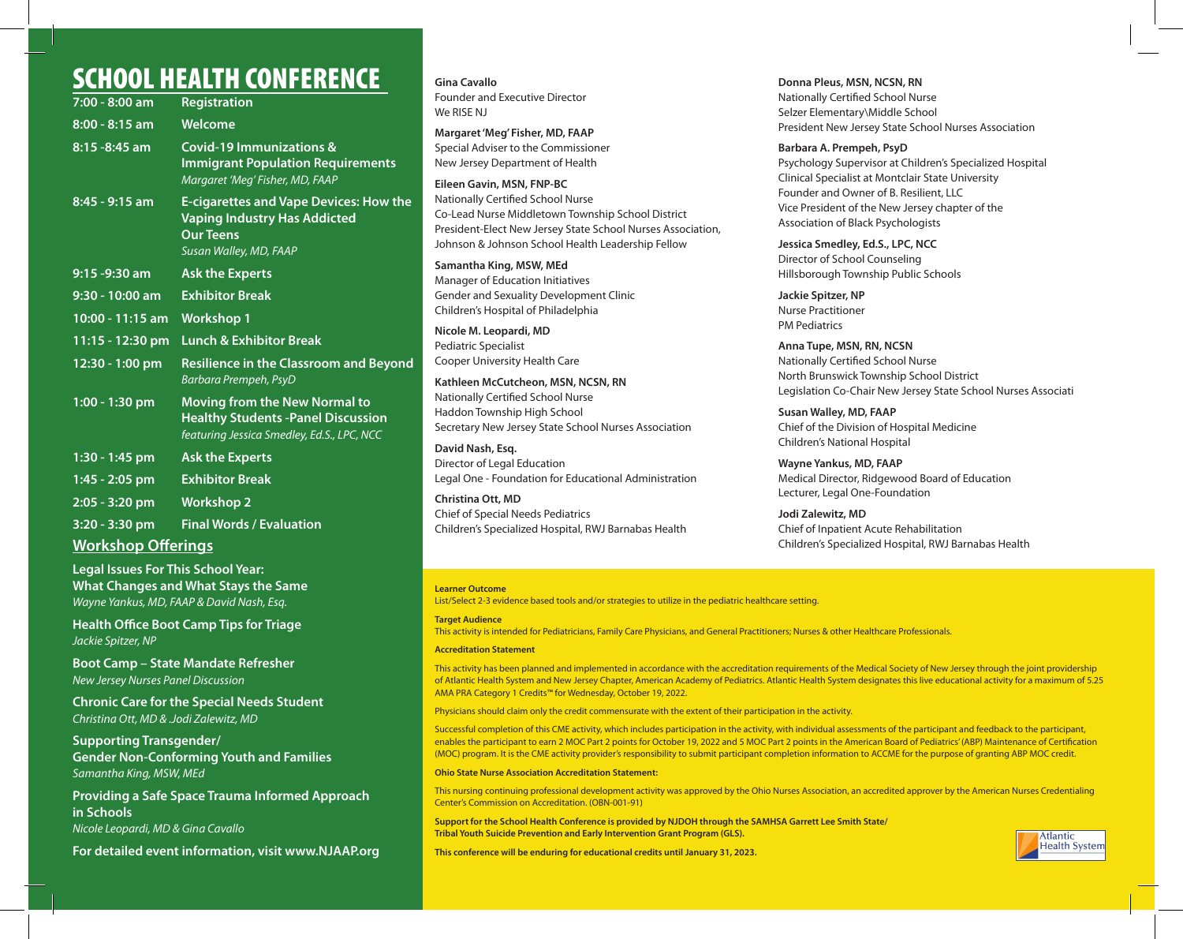# SCHOOL HEALTH CONFERENCE

| | |
|---|---|
| 7:00 - 8:00 am | **Registration** |
| 8:00 - 8:15 am | **Welcome** |
| 8:15 -8:45 am | **Covid-19 Immunizations & Immigrant Population Requirements** *Margaret 'Meg' Fisher, MD, FAAP* |
| 8:45 - 9:15 am | **E-cigarettes and Vape Devices: How the Vaping Industry Has Addicted Our Teens** *Susan Walley, MD, FAAP* |
| 9:15 -9:30 am | **Ask the Experts** |
| 9:30 - 10:00 am | **Exhibitor Break** |
| 10:00 - 11:15 am | **Workshop 1** |
| 11:15 - 12:30 pm | **Lunch & Exhibitor Break** |
| 12:30 - 1:00 pm | **Resilience in the Classroom and Beyond** *Barbara Prempeh, PsyD* |
| 1:00 - 1:30 pm | **Moving from the New Normal to Healthy Students -Panel Discussion** *featuring Jessica Smedley, Ed.S., LPC, NCC* |
| 1:30 - 1:45 pm | **Ask the Experts** |
| 1:45 - 2:05 pm | **Exhibitor Break** |
| 2:05 - 3:20 pm | **Workshop 2** |
| 3:20 - 3:30 pm | **Final Words / Evaluation** |

## Workshop Offerings

**Legal Issues For This School Year: What Changes and What Stays the Same**
*Wayne Yankus, MD, FAAP & David Nash, Esq.*

**Health Office Boot Camp Tips for Triage**
*Jackie Spitzer, NP*

**Boot Camp – State Mandate Refresher**
*New Jersey Nurses Panel Discussion*

**Chronic Care for the Special Needs Student**
*Christina Ott, MD & Jodi Zalewitz, MD*

**Supporting Transgender/ Gender Non-Conforming Youth and Families**
*Samantha King, MSW, MEd*

**Providing a Safe Space Trauma Informed Approach in Schools**
*Nicole Leopardi, MD & Gina Cavallo*

**For detailed event information, visit www.NJAAP.org**

**Gina Cavallo**
Founder and Executive Director
We RISE NJ

**Margaret 'Meg' Fisher, MD, FAAP**
Special Adviser to the Commissioner
New Jersey Department of Health

**Eileen Gavin, MSN, FNP-BC**
Nationally Certified School Nurse
Co-Lead Nurse Middletown Township School District
President-Elect New Jersey State School Nurses Association,
Johnson & Johnson School Health Leadership Fellow

**Samantha King, MSW, MEd**
Manager of Education Initiatives
Gender and Sexuality Development Clinic
Children's Hospital of Philadelphia

**Nicole M. Leopardi, MD**
Pediatric Specialist
Cooper University Health Care

**Kathleen McCutcheon, MSN, NCSN, RN**
Nationally Certified School Nurse
Haddon Township High School
Secretary New Jersey State School Nurses Association

**David Nash, Esq.**
Director of Legal Education
Legal One - Foundation for Educational Administration

**Christina Ott, MD**
Chief of Special Needs Pediatrics
Children's Specialized Hospital, RWJ Barnabas Health

**Donna Pleus, MSN, NCSN, RN**
Nationally Certified School Nurse
Selzer Elementary\Middle School
President New Jersey State School Nurses Association

**Barbara A. Prempeh, PsyD**
Psychology Supervisor at Children's Specialized Hospital
Clinical Specialist at Montclair State University
Founder and Owner of B. Resilient, LLC
Vice President of the New Jersey chapter of the Association of Black Psychologists

**Jessica Smedley, Ed.S., LPC, NCC**
Director of School Counseling
Hillsborough Township Public Schools

**Jackie Spitzer, NP**
Nurse Practitioner
PM Pediatrics

**Anna Tupe, MSN, RN, NCSN**
Nationally Certified School Nurse
North Brunswick Township School District
Legislation Co-Chair New Jersey State School Nurses Associati

**Susan Walley, MD, FAAP**
Chief of the Division of Hospital Medicine
Children's National Hospital

**Wayne Yankus, MD, FAAP**
Medical Director, Ridgewood Board of Education
Lecturer, Legal One-Foundation

**Jodi Zalewitz, MD**
Chief of Inpatient Acute Rehabilitation
Children's Specialized Hospital, RWJ Barnabas Health

**Learner Outcome**
List/Select 2-3 evidence based tools and/or strategies to utilize in the pediatric healthcare setting.

**Target Audience**
This activity is intended for Pediatricians, Family Care Physicians, and General Practitioners; Nurses & other Healthcare Professionals.

**Accreditation Statement**

This activity has been planned and implemented in accordance with the accreditation requirements of the Medical Society of New Jersey through the joint providership of Atlantic Health System and New Jersey Chapter, American Academy of Pediatrics. Atlantic Health System designates this live educational activity for a maximum of 5.25 AMA PRA Category 1 Credits™ for Wednesday, October 19, 2022.

Physicians should claim only the credit commensurate with the extent of their participation in the activity.

Successful completion of this CME activity, which includes participation in the activity, with individual assessments of the participant and feedback to the participant, enables the participant to earn 2 MOC Part 2 points for October 19, 2022 and 5 MOC Part 2 points in the American Board of Pediatrics' (ABP) Maintenance of Certification (MOC) program. It is the CME activity provider's responsibility to submit participant completion information to ACCME for the purpose of granting ABP MOC credit.

**Ohio State Nurse Association Accreditation Statement:**

This nursing continuing professional development activity was approved by the Ohio Nurses Association, an accredited approver by the American Nurses Credentialing Center's Commission on Accreditation. (OBN-001-91)

**Support for the School Health Conference is provided by NJDOH through the SAMHSA Garrett Lee Smith State/ Tribal Youth Suicide Prevention and Early Intervention Grant Program (GLS).**

**This conference will be enduring for educational credits until January 31, 2023.**

Atlantic Health System